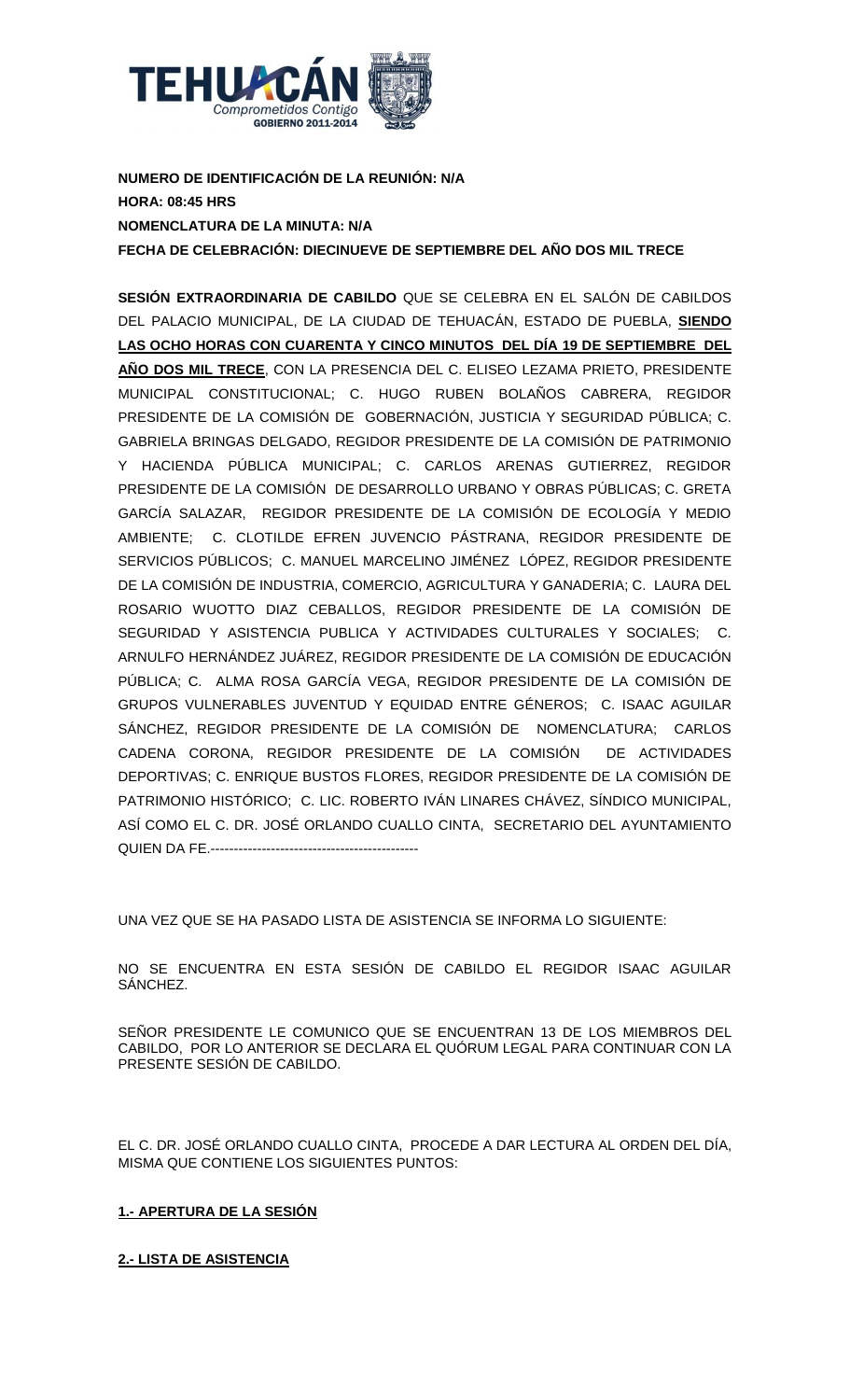**NUMERO DE IDENTIFICACIÓN DE LA REUNIÓN: N/A**
**HORA: 08:45 HRS**
**NOMENCLATURA DE LA MINUTA: N/A**
**FECHA DE CELEBRACIÓN: DIECINUEVE DE SEPTIEMBRE DEL AÑO DOS MIL TRECE**

**SESIÓN EXTRAORDINARIA DE CABILDO** QUE SE CELEBRA EN EL SALÓN DE CABILDOS DEL PALACIO MUNICIPAL, DE LA CIUDAD DE TEHUACÁN, ESTADO DE PUEBLA, **SIENDO LAS OCHO HORAS CON CUARENTA Y CINCO MINUTOS DEL DÍA 19 DE SEPTIEMBRE DEL AÑO DOS MIL TRECE**, CON LA PRESENCIA DEL C. ELISEO LEZAMA PRIETO, PRESIDENTE MUNICIPAL CONSTITUCIONAL; C. HUGO RUBEN BOLAÑOS CABRERA, REGIDOR PRESIDENTE DE LA COMISIÓN DE GOBERNACIÓN, JUSTICIA Y SEGURIDAD PÚBLICA; C. GABRIELA BRINGAS DELGADO, REGIDOR PRESIDENTE DE LA COMISIÓN DE PATRIMONIO Y HACIENDA PÚBLICA MUNICIPAL; C. CARLOS ARENAS GUTIERREZ, REGIDOR PRESIDENTE DE LA COMISIÓN DE DESARROLLO URBANO Y OBRAS PÚBLICAS; C. GRETA GARCÍA SALAZAR, REGIDOR PRESIDENTE DE LA COMISIÓN DE ECOLOGÍA Y MEDIO AMBIENTE; C. CLOTILDE EFREN JUVENCIO PÁSTRANA, REGIDOR PRESIDENTE DE SERVICIOS PÚBLICOS; C. MANUEL MARCELINO JIMÉNEZ LÓPEZ, REGIDOR PRESIDENTE DE LA COMISIÓN DE INDUSTRIA, COMERCIO, AGRICULTURA Y GANADERIA; C. LAURA DEL ROSARIO WUOTTO DIAZ CEBALLOS, REGIDOR PRESIDENTE DE LA COMISIÓN DE SEGURIDAD Y ASISTENCIA PUBLICA Y ACTIVIDADES CULTURALES Y SOCIALES; C. ARNULFO HERNÁNDEZ JUÁREZ, REGIDOR PRESIDENTE DE LA COMISIÓN DE EDUCACIÓN PÚBLICA; C. ALMA ROSA GARCÍA VEGA, REGIDOR PRESIDENTE DE LA COMISIÓN DE GRUPOS VULNERABLES JUVENTUD Y EQUIDAD ENTRE GÉNEROS; C. ISAAC AGUILAR SÁNCHEZ, REGIDOR PRESIDENTE DE LA COMISIÓN DE NOMENCLATURA; CARLOS CADENA CORONA, REGIDOR PRESIDENTE DE LA COMISIÓN DE ACTIVIDADES DEPORTIVAS; C. ENRIQUE BUSTOS FLORES, REGIDOR PRESIDENTE DE LA COMISIÓN DE PATRIMONIO HISTÓRICO; C. LIC. ROBERTO IVÁN LINARES CHÁVEZ, SÍNDICO MUNICIPAL, ASÍ COMO EL C. DR. JOSÉ ORLANDO CUALLO CINTA, SECRETARIO DEL AYUNTAMIENTO QUIEN DA FE.---------------------------------------------

UNA VEZ QUE SE HA PASADO LISTA DE ASISTENCIA SE INFORMA LO SIGUIENTE:

NO SE ENCUENTRA EN ESTA SESIÓN DE CABILDO EL REGIDOR ISAAC AGUILAR SÁNCHEZ.

SEÑOR PRESIDENTE LE COMUNICO QUE SE ENCUENTRAN 13 DE LOS MIEMBROS DEL CABILDO, POR LO ANTERIOR SE DECLARA EL QUÓRUM LEGAL PARA CONTINUAR CON LA PRESENTE SESIÓN DE CABILDO.

EL C. DR. JOSÉ ORLANDO CUALLO CINTA, PROCEDE A DAR LECTURA AL ORDEN DEL DÍA, MISMA QUE CONTIENE LOS SIGUIENTES PUNTOS:

**1.- APERTURA DE LA SESIÓN**

**2.- LISTA DE ASISTENCIA**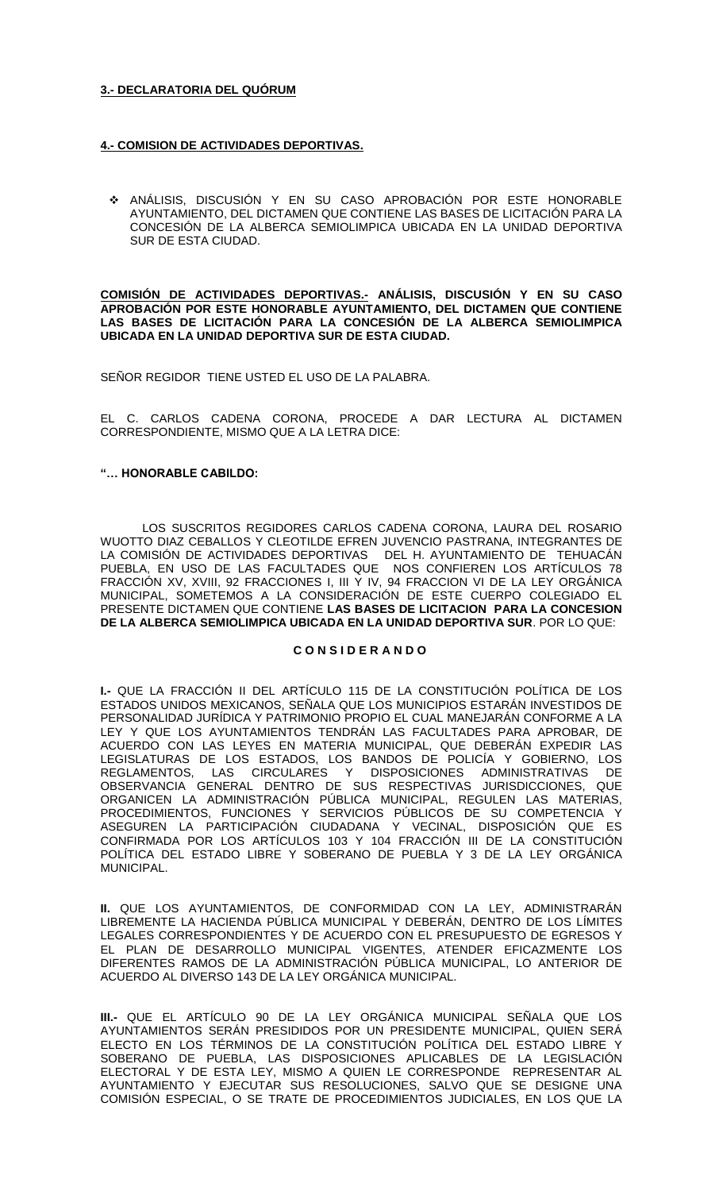**3.- DECLARATORIA DEL QUÓRUM**

**4.- COMISION DE ACTIVIDADES DEPORTIVAS.**

- ANÁLISIS, DISCUSIÓN Y EN SU CASO APROBACIÓN POR ESTE HONORABLE AYUNTAMIENTO, DEL DICTAMEN QUE CONTIENE LAS BASES DE LICITACIÓN PARA LA CONCESIÓN DE LA ALBERCA SEMIOLIMPICA UBICADA EN LA UNIDAD DEPORTIVA SUR DE ESTA CIUDAD.

**COMISIÓN DE ACTIVIDADES DEPORTIVAS.- ANÁLISIS, DISCUSIÓN Y EN SU CASO APROBACIÓN POR ESTE HONORABLE AYUNTAMIENTO, DEL DICTAMEN QUE CONTIENE LAS BASES DE LICITACIÓN PARA LA CONCESIÓN DE LA ALBERCA SEMIOLIMPICA UBICADA EN LA UNIDAD DEPORTIVA SUR DE ESTA CIUDAD.**

SEÑOR REGIDOR TIENE USTED EL USO DE LA PALABRA.

EL C. CARLOS CADENA CORONA, PROCEDE A DAR LECTURA AL DICTAMEN CORRESPONDIENTE, MISMO QUE A LA LETRA DICE:

**"… HONORABLE CABILDO:**

LOS SUSCRITOS REGIDORES CARLOS CADENA CORONA, LAURA DEL ROSARIO WUOTTO DIAZ CEBALLOS Y CLEOTILDE EFREN JUVENCIO PASTRANA, INTEGRANTES DE LA COMISIÓN DE ACTIVIDADES DEPORTIVAS DEL H. AYUNTAMIENTO DE TEHUACÁN PUEBLA, EN USO DE LAS FACULTADES QUE NOS CONFIEREN LOS ARTÍCULOS 78 FRACCIÓN XV, XVIII, 92 FRACCIONES I, III Y IV, 94 FRACCION VI DE LA LEY ORGÁNICA MUNICIPAL, SOMETEMOS A LA CONSIDERACIÓN DE ESTE CUERPO COLEGIADO EL PRESENTE DICTAMEN QUE CONTIENE **LAS BASES DE LICITACION PARA LA CONCESION DE LA ALBERCA SEMIOLIMPICA UBICADA EN LA UNIDAD DEPORTIVA SUR**. POR LO QUE:

**C O N S I D E R A N D O**

**I.-** QUE LA FRACCIÓN II DEL ARTÍCULO 115 DE LA CONSTITUCIÓN POLÍTICA DE LOS ESTADOS UNIDOS MEXICANOS, SEÑALA QUE LOS MUNICIPIOS ESTARÁN INVESTIDOS DE PERSONALIDAD JURÍDICA Y PATRIMONIO PROPIO EL CUAL MANEJARÁN CONFORME A LA LEY Y QUE LOS AYUNTAMIENTOS TENDRÁN LAS FACULTADES PARA APROBAR, DE ACUERDO CON LAS LEYES EN MATERIA MUNICIPAL, QUE DEBERÁN EXPEDIR LAS LEGISLATURAS DE LOS ESTADOS, LOS BANDOS DE POLICÍA Y GOBIERNO, LOS REGLAMENTOS, LAS CIRCULARES Y DISPOSICIONES ADMINISTRATIVAS DE OBSERVANCIA GENERAL DENTRO DE SUS RESPECTIVAS JURISDICCIONES, QUE ORGANICEN LA ADMINISTRACIÓN PÚBLICA MUNICIPAL, REGULEN LAS MATERIAS, PROCEDIMIENTOS, FUNCIONES Y SERVICIOS PÚBLICOS DE SU COMPETENCIA Y ASEGUREN LA PARTICIPACIÓN CIUDADANA Y VECINAL, DISPOSICIÓN QUE ES CONFIRMADA POR LOS ARTÍCULOS 103 Y 104 FRACCIÓN III DE LA CONSTITUCIÓN POLÍTICA DEL ESTADO LIBRE Y SOBERANO DE PUEBLA Y 3 DE LA LEY ORGÁNICA MUNICIPAL.

**II.** QUE LOS AYUNTAMIENTOS, DE CONFORMIDAD CON LA LEY, ADMINISTRARÁN LIBREMENTE LA HACIENDA PÚBLICA MUNICIPAL Y DEBERÁN, DENTRO DE LOS LÍMITES LEGALES CORRESPONDIENTES Y DE ACUERDO CON EL PRESUPUESTO DE EGRESOS Y EL PLAN DE DESARROLLO MUNICIPAL VIGENTES, ATENDER EFICAZMENTE LOS DIFERENTES RAMOS DE LA ADMINISTRACIÓN PÚBLICA MUNICIPAL, LO ANTERIOR DE ACUERDO AL DIVERSO 143 DE LA LEY ORGÁNICA MUNICIPAL.

**III.-** QUE EL ARTÍCULO 90 DE LA LEY ORGÁNICA MUNICIPAL SEÑALA QUE LOS AYUNTAMIENTOS SERÁN PRESIDIDOS POR UN PRESIDENTE MUNICIPAL, QUIEN SERÁ ELECTO EN LOS TÉRMINOS DE LA CONSTITUCIÓN POLÍTICA DEL ESTADO LIBRE Y SOBERANO DE PUEBLA, LAS DISPOSICIONES APLICABLES DE LA LEGISLACIÓN ELECTORAL Y DE ESTA LEY, MISMO A QUIEN LE CORRESPONDE REPRESENTAR AL AYUNTAMIENTO Y EJECUTAR SUS RESOLUCIONES, SALVO QUE SE DESIGNE UNA COMISIÓN ESPECIAL, O SE TRATE DE PROCEDIMIENTOS JUDICIALES, EN LOS QUE LA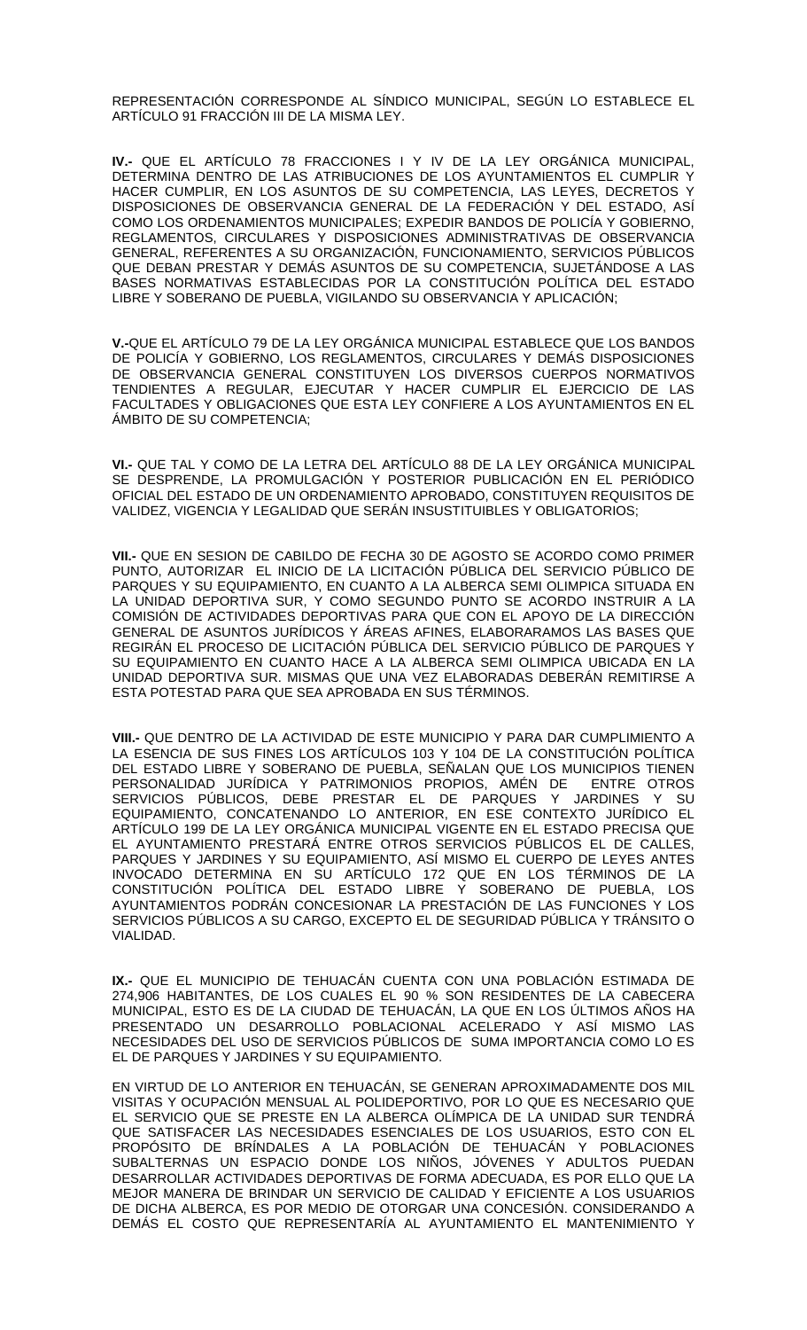REPRESENTACIÓN CORRESPONDE AL SÍNDICO MUNICIPAL, SEGÚN LO ESTABLECE EL ARTÍCULO 91 FRACCIÓN III DE LA MISMA LEY.

**IV.-** QUE EL ARTÍCULO 78 FRACCIONES I Y IV DE LA LEY ORGÁNICA MUNICIPAL, DETERMINA DENTRO DE LAS ATRIBUCIONES DE LOS AYUNTAMIENTOS EL CUMPLIR Y HACER CUMPLIR, EN LOS ASUNTOS DE SU COMPETENCIA, LAS LEYES, DECRETOS Y DISPOSICIONES DE OBSERVANCIA GENERAL DE LA FEDERACIÓN Y DEL ESTADO, ASÍ COMO LOS ORDENAMIENTOS MUNICIPALES; EXPEDIR BANDOS DE POLICÍA Y GOBIERNO, REGLAMENTOS, CIRCULARES Y DISPOSICIONES ADMINISTRATIVAS DE OBSERVANCIA GENERAL, REFERENTES A SU ORGANIZACIÓN, FUNCIONAMIENTO, SERVICIOS PÚBLICOS QUE DEBAN PRESTAR Y DEMÁS ASUNTOS DE SU COMPETENCIA, SUJETÁNDOSE A LAS BASES NORMATIVAS ESTABLECIDAS POR LA CONSTITUCIÓN POLÍTICA DEL ESTADO LIBRE Y SOBERANO DE PUEBLA, VIGILANDO SU OBSERVANCIA Y APLICACIÓN;

**V.-**QUE EL ARTÍCULO 79 DE LA LEY ORGÁNICA MUNICIPAL ESTABLECE QUE LOS BANDOS DE POLICÍA Y GOBIERNO, LOS REGLAMENTOS, CIRCULARES Y DEMÁS DISPOSICIONES DE OBSERVANCIA GENERAL CONSTITUYEN LOS DIVERSOS CUERPOS NORMATIVOS TENDIENTES A REGULAR, EJECUTAR Y HACER CUMPLIR EL EJERCICIO DE LAS FACULTADES Y OBLIGACIONES QUE ESTA LEY CONFIERE A LOS AYUNTAMIENTOS EN EL ÁMBITO DE SU COMPETENCIA;

**VI.-** QUE TAL Y COMO DE LA LETRA DEL ARTÍCULO 88 DE LA LEY ORGÁNICA MUNICIPAL SE DESPRENDE, LA PROMULGACIÓN Y POSTERIOR PUBLICACIÓN EN EL PERIÓDICO OFICIAL DEL ESTADO DE UN ORDENAMIENTO APROBADO, CONSTITUYEN REQUISITOS DE VALIDEZ, VIGENCIA Y LEGALIDAD QUE SERÁN INSUSTITUIBLES Y OBLIGATORIOS;

**VII.-** QUE EN SESION DE CABILDO DE FECHA 30 DE AGOSTO SE ACORDO COMO PRIMER PUNTO, AUTORIZAR EL INICIO DE LA LICITACIÓN PÚBLICA DEL SERVICIO PÚBLICO DE PARQUES Y SU EQUIPAMIENTO, EN CUANTO A LA ALBERCA SEMI OLIMPICA SITUADA EN LA UNIDAD DEPORTIVA SUR, Y COMO SEGUNDO PUNTO SE ACORDO INSTRUIR A LA COMISIÓN DE ACTIVIDADES DEPORTIVAS PARA QUE CON EL APOYO DE LA DIRECCIÓN GENERAL DE ASUNTOS JURÍDICOS Y ÁREAS AFINES, ELABORARAMOS LAS BASES QUE REGIRÁN EL PROCESO DE LICITACIÓN PÚBLICA DEL SERVICIO PÚBLICO DE PARQUES Y SU EQUIPAMIENTO EN CUANTO HACE A LA ALBERCA SEMI OLIMPICA UBICADA EN LA UNIDAD DEPORTIVA SUR. MISMAS QUE UNA VEZ ELABORADAS DEBERÁN REMITIRSE A ESTA POTESTAD PARA QUE SEA APROBADA EN SUS TÉRMINOS.

**VIII.-** QUE DENTRO DE LA ACTIVIDAD DE ESTE MUNICIPIO Y PARA DAR CUMPLIMIENTO A LA ESENCIA DE SUS FINES LOS ARTÍCULOS 103 Y 104 DE LA CONSTITUCIÓN POLÍTICA DEL ESTADO LIBRE Y SOBERANO DE PUEBLA, SEÑALAN QUE LOS MUNICIPIOS TIENEN PERSONALIDAD JURÍDICA Y PATRIMONIOS PROPIOS, AMÉN DE ENTRE OTROS SERVICIOS PÚBLICOS, DEBE PRESTAR EL DE PARQUES Y JARDINES Y SU EQUIPAMIENTO, CONCATENANDO LO ANTERIOR, EN ESE CONTEXTO JURÍDICO EL ARTÍCULO 199 DE LA LEY ORGÁNICA MUNICIPAL VIGENTE EN EL ESTADO PRECISA QUE EL AYUNTAMIENTO PRESTARÁ ENTRE OTROS SERVICIOS PÚBLICOS EL DE CALLES, PARQUES Y JARDINES Y SU EQUIPAMIENTO, ASÍ MISMO EL CUERPO DE LEYES ANTES INVOCADO DETERMINA EN SU ARTÍCULO 172 QUE EN LOS TÉRMINOS DE LA CONSTITUCIÓN POLÍTICA DEL ESTADO LIBRE Y SOBERANO DE PUEBLA, LOS AYUNTAMIENTOS PODRÁN CONCESIONAR LA PRESTACIÓN DE LAS FUNCIONES Y LOS SERVICIOS PÚBLICOS A SU CARGO, EXCEPTO EL DE SEGURIDAD PÚBLICA Y TRÁNSITO O VIALIDAD.

**IX.-** QUE EL MUNICIPIO DE TEHUACÁN CUENTA CON UNA POBLACIÓN ESTIMADA DE 274,906 HABITANTES, DE LOS CUALES EL 90 % SON RESIDENTES DE LA CABECERA MUNICIPAL, ESTO ES DE LA CIUDAD DE TEHUACÁN, LA QUE EN LOS ÚLTIMOS AÑOS HA PRESENTADO UN DESARROLLO POBLACIONAL ACELERADO Y ASÍ MISMO LAS NECESIDADES DEL USO DE SERVICIOS PÚBLICOS DE SUMA IMPORTANCIA COMO LO ES EL DE PARQUES Y JARDINES Y SU EQUIPAMIENTO.

EN VIRTUD DE LO ANTERIOR EN TEHUACÁN, SE GENERAN APROXIMADAMENTE DOS MIL VISITAS Y OCUPACIÓN MENSUAL AL POLIDEPORTIVO, POR LO QUE ES NECESARIO QUE EL SERVICIO QUE SE PRESTE EN LA ALBERCA OLÍMPICA DE LA UNIDAD SUR TENDRÁ QUE SATISFACER LAS NECESIDADES ESENCIALES DE LOS USUARIOS, ESTO CON EL PROPÓSITO DE BRÍNDALES A LA POBLACIÓN DE TEHUACÁN Y POBLACIONES SUBALTERNAS UN ESPACIO DONDE LOS NIÑOS, JÓVENES Y ADULTOS PUEDAN DESARROLLAR ACTIVIDADES DEPORTIVAS DE FORMA ADECUADA, ES POR ELLO QUE LA MEJOR MANERA DE BRINDAR UN SERVICIO DE CALIDAD Y EFICIENTE A LOS USUARIOS DE DICHA ALBERCA, ES POR MEDIO DE OTORGAR UNA CONCESIÓN. CONSIDERANDO A DEMÁS EL COSTO QUE REPRESENTARÍA AL AYUNTAMIENTO EL MANTENIMIENTO Y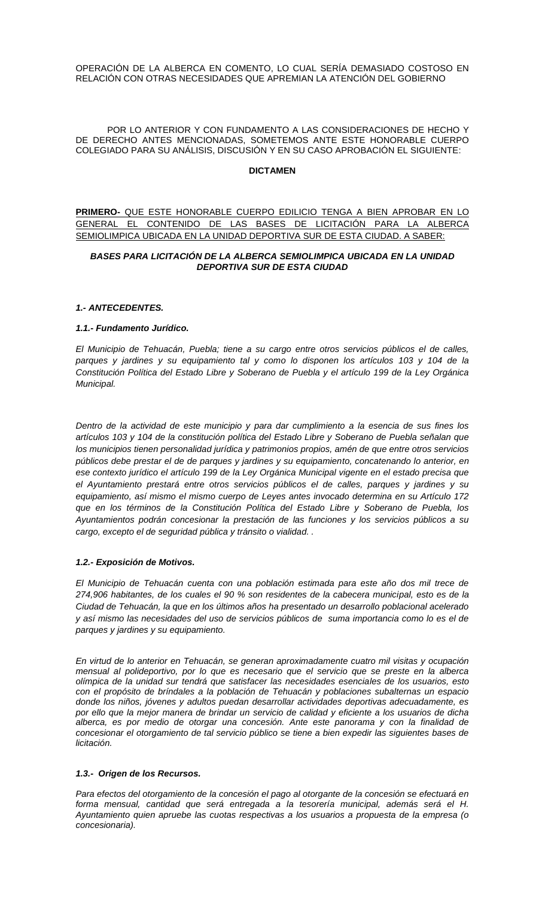OPERACIÓN DE LA ALBERCA EN COMENTO, LO CUAL SERÍA DEMASIADO COSTOSO EN RELACIÓN CON OTRAS NECESIDADES QUE APREMIAN LA ATENCIÓN DEL GOBIERNO

POR LO ANTERIOR Y CON FUNDAMENTO A LAS CONSIDERACIONES DE HECHO Y DE DERECHO ANTES MENCIONADAS, SOMETEMOS ANTE ESTE HONORABLE CUERPO COLEGIADO PARA SU ANÁLISIS, DISCUSIÓN Y EN SU CASO APROBACIÓN EL SIGUIENTE:

**DICTAMEN**

**PRIMERO-** QUE ESTE HONORABLE CUERPO EDILICIO TENGA A BIEN APROBAR EN LO GENERAL EL CONTENIDO DE LAS BASES DE LICITACIÓN PARA LA ALBERCA SEMIOLIMPICA UBICADA EN LA UNIDAD DEPORTIVA SUR DE ESTA CIUDAD. A SABER:

***BASES PARA LICITACIÓN DE LA ALBERCA SEMIOLIMPICA UBICADA EN LA UNIDAD DEPORTIVA SUR DE ESTA CIUDAD***

***1.- ANTECEDENTES.***

***1.1.- Fundamento Jurídico.***

*El Municipio de Tehuacán, Puebla; tiene a su cargo entre otros servicios públicos el de calles, parques y jardines y su equipamiento tal y como lo disponen los artículos 103 y 104 de la Constitución Política del Estado Libre y Soberano de Puebla y el artículo 199 de la Ley Orgánica Municipal.*

*Dentro de la actividad de este municipio y para dar cumplimiento a la esencia de sus fines los artículos 103 y 104 de la constitución política del Estado Libre y Soberano de Puebla señalan que los municipios tienen personalidad jurídica y patrimonios propios, amén de que entre otros servicios públicos debe prestar el de de parques y jardines y su equipamiento, concatenando lo anterior, en ese contexto jurídico el artículo 199 de la Ley Orgánica Municipal vigente en el estado precisa que el Ayuntamiento prestará entre otros servicios públicos el de calles, parques y jardines y su equipamiento, así mismo el mismo cuerpo de Leyes antes invocado determina en su Artículo 172 que en los términos de la Constitución Política del Estado Libre y Soberano de Puebla, los Ayuntamientos podrán concesionar la prestación de las funciones y los servicios públicos a su cargo, excepto el de seguridad pública y tránsito o vialidad. .*

***1.2.- Exposición de Motivos.***

*El Municipio de Tehuacán cuenta con una población estimada para este año dos mil trece de 274,906 habitantes, de los cuales el 90 % son residentes de la cabecera municipal, esto es de la Ciudad de Tehuacán, la que en los últimos años ha presentado un desarrollo poblacional acelerado y así mismo las necesidades del uso de servicios públicos de suma importancia como lo es el de parques y jardines y su equipamiento.*

*En virtud de lo anterior en Tehuacán, se generan aproximadamente cuatro mil visitas y ocupación mensual al polideportivo, por lo que es necesario que el servicio que se preste en la alberca olímpica de la unidad sur tendrá que satisfacer las necesidades esenciales de los usuarios, esto con el propósito de bríndales a la población de Tehuacán y poblaciones subalternas un espacio donde los niños, jóvenes y adultos puedan desarrollar actividades deportivas adecuadamente, es por ello que la mejor manera de brindar un servicio de calidad y eficiente a los usuarios de dicha alberca, es por medio de otorgar una concesión. Ante este panorama y con la finalidad de concesionar el otorgamiento de tal servicio público se tiene a bien expedir las siguientes bases de licitación.*

***1.3.- Origen de los Recursos.***

*Para efectos del otorgamiento de la concesión el pago al otorgante de la concesión se efectuará en forma mensual, cantidad que será entregada a la tesorería municipal, además será el H. Ayuntamiento quien apruebe las cuotas respectivas a los usuarios a propuesta de la empresa (o concesionaria).*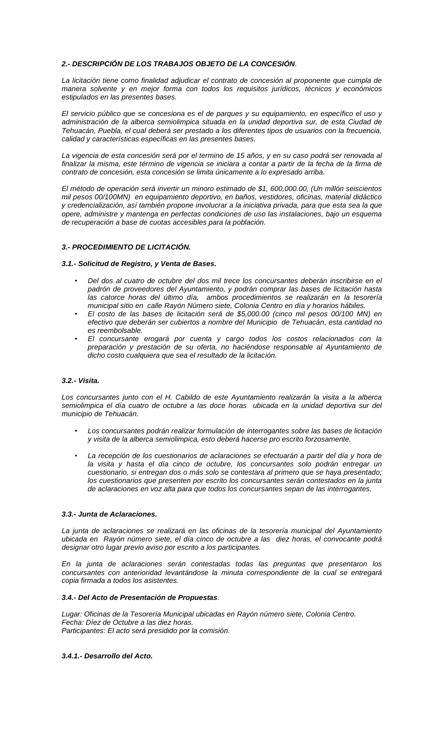### *2.- DESCRIPCIÓN DE LOS TRABAJOS OBJETO DE LA CONCESIÓN*.

*La licitación tiene como finalidad adjudicar el contrato de concesión al proponente que cumpla de manera solvente y en mejor forma con todos los requisitos jurídicos, técnicos y económicos estipulados en las presentes bases.*

*El servicio público que se concesiona es el de parques y su equipamiento, en específico el uso y administración de la alberca semiolimpica situada en la unidad deportiva sur, de esta Ciudad de Tehuacán, Puebla, el cual deberá ser prestado a los diferentes tipos de usuarios con la frecuencia, calidad y características específicas en las presentes bases.*

*La vigencia de esta concesión será por el termino de 15 años, y en su caso podrá ser renovada al finalizar la misma, este término de vigencia se iniciara a contar a partir de la fecha de la firma de contrato de concesión, esta concesión se limita únicamente a lo expresado arriba.*

*El método de operación será invertir un minoro estimado de $1, 600,000.00, (Un millón seiscientos mil pesos 00/100MN) en equipamiento deportivo, en baños, vestidores, oficinas, material didáctico y credencialización, así también propone involucrar a la iniciativa privada, para que esta sea la que opere, administre y mantenga en perfectas condiciones de uso las instalaciones, bajo un esquema de recuperación a base de cuotas accesibles para la población.*

### *3.- PROCEDIMIENTO DE LICITACIÓN.*

#### *3.1.- Solicitud de Registro, y Venta de Bases.*

- *Del dos al cuatro de octubre del dos mil trece los concursantes deberán inscribirse en el padrón de proveedores del Ayuntamiento, y podrán comprar las bases de licitación hasta las catorce horas del último día, ambos procedimientos se realizarán en la tesorería municipal sitio en calle Rayón Número siete, Colonia Centro en día y horarios hábiles.*
- *El costo de las bases de licitación será de $5,000.00 (cinco mil pesos 00/100 MN) en efectivo que deberán ser cubiertos a nombre del Municipio de Tehuacán, esta cantidad no es reembolsable.*
- *El concursante erogará por cuenta y cargo todos los costos relacionados con la preparación y prestación de su oferta, no haciéndose responsable al Ayuntamiento de dicho costo cualquiera que sea el resultado de la licitación.*

#### *3.2.- Visita.*

*Los concursantes junto con el H. Cabildo de este Ayuntamiento realizarán la visita a la alberca semiolimpica el día cuatro de octubre a las doce horas ubicada en la unidad deportiva sur del municipio de Tehuacán.*

- *Los concursantes podrán realizar formulación de interrogantes sobre las bases de licitación y visita de la alberca semiolimpica, esto deberá hacerse pro escrito forzosamente.*
- *La recepción de los cuestionarios de aclaraciones se efectuarán a partir del día y hora de la visita y hasta el día cinco de octubre, los concursantes solo podrán entregar un cuestionario, si entregan dos o más solo se contestara al primero que se haya presentado; los cuestionarios que presenten por escrito los concursantes serán contestados en la junta de aclaraciones en voz alta para que todos los concursantes sepan de las interrogantes.*

#### *3.3.- Junta de Aclaraciones.*

*La junta de aclaraciones se realizará en las oficinas de la tesorería municipal del Ayuntamiento ubicada en Rayón número siete, el día cinco de octubre a las diez horas, el convocante podrá designar otro lugar previo aviso por escrito a los participantes.*

*En la junta de aclaraciones serán contestadas todas las preguntas que presentaron los concursantes con anterioridad levantándose la minuta correspondiente de la cual se entregará copia firmada a todos los asistentes.*

#### *3.4.- Del Acto de Presentación de Propuestas*.

*Lugar: Oficinas de la Tesorería Municipal ubicadas en Rayón número siete, Colonia Centro.*
*Fecha: Díez de Octubre a las diez horas.*
*Participantes: El acto será presidido por la comisión.*

#### *3.4.1.- Desarrollo del Acto.*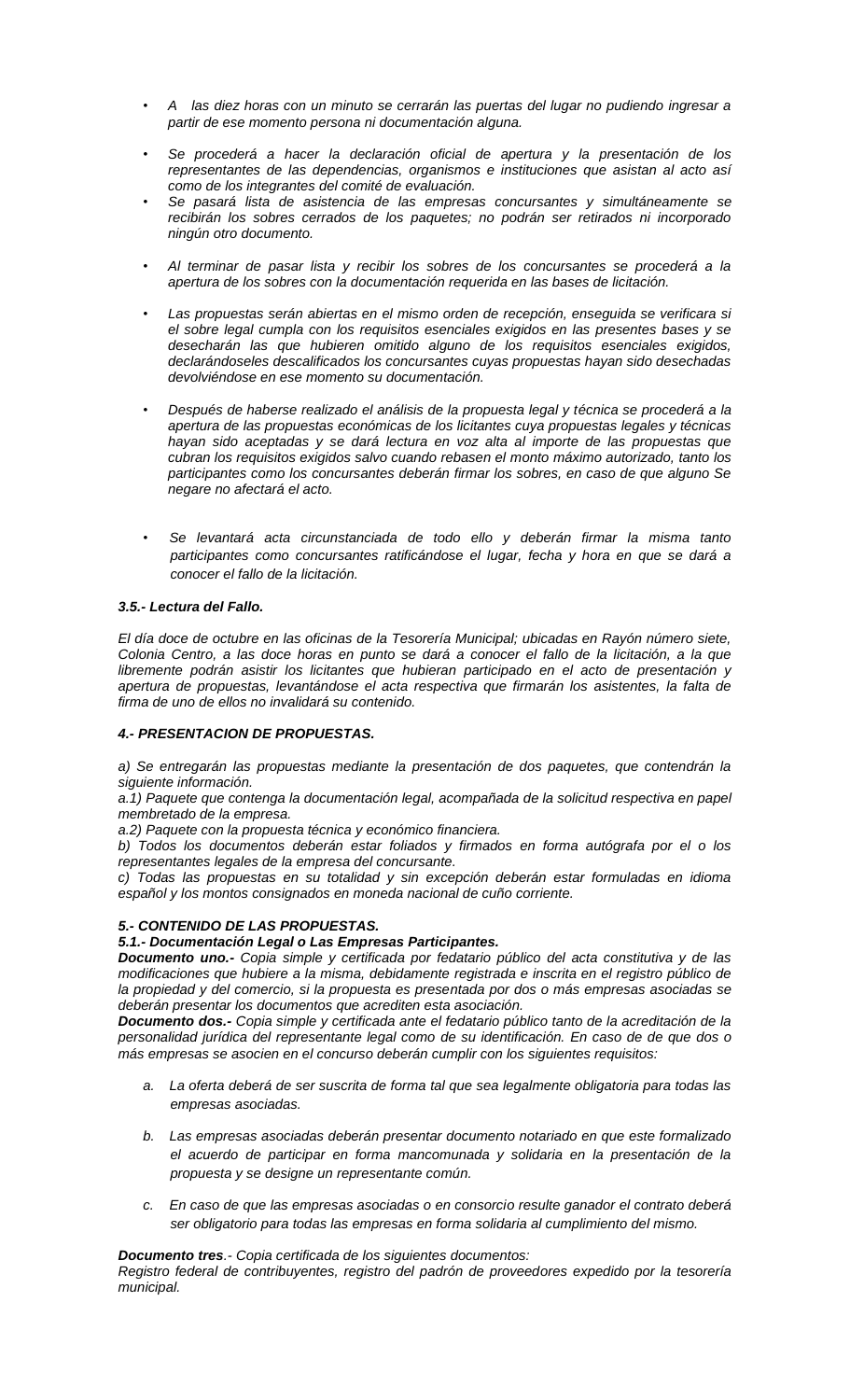- *A las diez horas con un minuto se cerrarán las puertas del lugar no pudiendo ingresar a partir de ese momento persona ni documentación alguna.*

- *Se procederá a hacer la declaración oficial de apertura y la presentación de los representantes de las dependencias, organismos e instituciones que asistan al acto así como de los integrantes del comité de evaluación.*
- *Se pasará lista de asistencia de las empresas concursantes y simultáneamente se recibirán los sobres cerrados de los paquetes; no podrán ser retirados ni incorporado ningún otro documento.*

- *Al terminar de pasar lista y recibir los sobres de los concursantes se procederá a la apertura de los sobres con la documentación requerida en las bases de licitación.*

- *Las propuestas serán abiertas en el mismo orden de recepción, enseguida se verificara si el sobre legal cumpla con los requisitos esenciales exigidos en las presentes bases y se desecharán las que hubieren omitido alguno de los requisitos esenciales exigidos, declarándoseles descalificados los concursantes cuyas propuestas hayan sido desechadas devolviéndose en ese momento su documentación.*

- *Después de haberse realizado el análisis de la propuesta legal y técnica se procederá a la apertura de las propuestas económicas de los licitantes cuya propuestas legales y técnicas hayan sido aceptadas y se dará lectura en voz alta al importe de las propuestas que cubran los requisitos exigidos salvo cuando rebasen el monto máximo autorizado, tanto los participantes como los concursantes deberán firmar los sobres, en caso de que alguno Se negare no afectará el acto.*

- *Se levantará acta circunstanciada de todo ello y deberán firmar la misma tanto participantes como concursantes ratificándose el lugar, fecha y hora en que se dará a conocer el fallo de la licitación.*

***3.5.- Lectura del Fallo.***

*El día doce de octubre en las oficinas de la Tesorería Municipal; ubicadas en Rayón número siete, Colonia Centro, a las doce horas en punto se dará a conocer el fallo de la licitación, a la que libremente podrán asistir los licitantes que hubieran participado en el acto de presentación y apertura de propuestas, levantándose el acta respectiva que firmarán los asistentes, la falta de firma de uno de ellos no invalidará su contenido.*

***4.- PRESENTACION DE PROPUESTAS.***

*a) Se entregarán las propuestas mediante la presentación de dos paquetes, que contendrán la siguiente información.*
*a.1) Paquete que contenga la documentación legal, acompañada de la solicitud respectiva en papel membretado de la empresa.*
*a.2) Paquete con la propuesta técnica y económico financiera.*
*b) Todos los documentos deberán estar foliados y firmados en forma autógrafa por el o los representantes legales de la empresa del concursante.*
*c) Todas las propuestas en su totalidad y sin excepción deberán estar formuladas en idioma español y los montos consignados en moneda nacional de cuño corriente.*

***5.- CONTENIDO DE LAS PROPUESTAS.***

***5.1.- Documentación Legal o Las Empresas Participantes.***

***Documento uno.-*** *Copia simple y certificada por fedatario público del acta constitutiva y de las modificaciones que hubiere a la misma, debidamente registrada e inscrita en el registro público de la propiedad y del comercio, si la propuesta es presentada por dos o más empresas asociadas se deberán presentar los documentos que acrediten esta asociación.*

***Documento dos.-*** *Copia simple y certificada ante el fedatario público tanto de la acreditación de la personalidad jurídica del representante legal como de su identificación. En caso de de que dos o más empresas se asocien en el concurso deberán cumplir con los siguientes requisitos:*

a. *La oferta deberá de ser suscrita de forma tal que sea legalmente obligatoria para todas las empresas asociadas.*

b. *Las empresas asociadas deberán presentar documento notariado en que este formalizado el acuerdo de participar en forma mancomunada y solidaria en la presentación de la propuesta y se designe un representante común.*

c. *En caso de que las empresas asociadas o en consorcio resulte ganador el contrato deberá ser obligatorio para todas las empresas en forma solidaria al cumplimiento del mismo.*

***Documento tres****.- Copia certificada de los siguientes documentos:*
*Registro federal de contribuyentes, registro del padrón de proveedores expedido por la tesorería municipal.*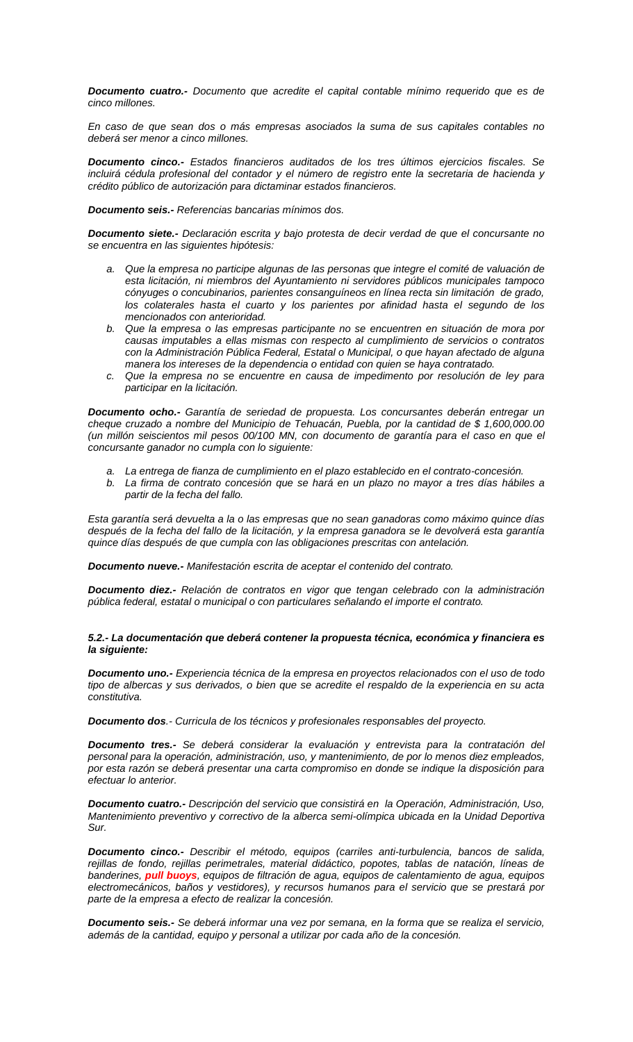***Documento cuatro.-*** *Documento que acredite el capital contable mínimo requerido que es de cinco millones.*

*En caso de que sean dos o más empresas asociados la suma de sus capitales contables no deberá ser menor a cinco millones.*

***Documento cinco.-*** *Estados financieros auditados de los tres últimos ejercicios fiscales. Se incluirá cédula profesional del contador y el número de registro ente la secretaria de hacienda y crédito público de autorización para dictaminar estados financieros.*

***Documento seis.-*** *Referencias bancarias mínimos dos.*

***Documento siete.-*** *Declaración escrita y bajo protesta de decir verdad de que el concursante no se encuentra en las siguientes hipótesis:*

a. *Que la empresa no participe algunas de las personas que integre el comité de valuación de esta licitación, ni miembros del Ayuntamiento ni servidores públicos municipales tampoco cónyuges o concubinarios, parientes consanguíneos en línea recta sin limitación de grado, los colaterales hasta el cuarto y los parientes por afinidad hasta el segundo de los mencionados con anterioridad.*
b. *Que la empresa o las empresas participante no se encuentren en situación de mora por causas imputables a ellas mismas con respecto al cumplimiento de servicios o contratos con la Administración Pública Federal, Estatal o Municipal, o que hayan afectado de alguna manera los intereses de la dependencia o entidad con quien se haya contratado.*
c. *Que la empresa no se encuentre en causa de impedimento por resolución de ley para participar en la licitación.*

***Documento ocho.-*** *Garantía de seriedad de propuesta. Los concursantes deberán entregar un cheque cruzado a nombre del Municipio de Tehuacán, Puebla, por la cantidad de $ 1,600,000.00 (un millón seiscientos mil pesos 00/100 MN, con documento de garantía para el caso en que el concursante ganador no cumpla con lo siguiente:*

a. *La entrega de fianza de cumplimiento en el plazo establecido en el contrato-concesión.*
b. *La firma de contrato concesión que se hará en un plazo no mayor a tres días hábiles a partir de la fecha del fallo.*

*Esta garantía será devuelta a la o las empresas que no sean ganadoras como máximo quince días después de la fecha del fallo de la licitación, y la empresa ganadora se le devolverá esta garantía quince días después de que cumpla con las obligaciones prescritas con antelación.*

***Documento nueve.-*** *Manifestación escrita de aceptar el contenido del contrato.*

***Documento diez.-*** *Relación de contratos en vigor que tengan celebrado con la administración pública federal, estatal o municipal o con particulares señalando el importe el contrato.*

***5.2.- La documentación que deberá contener la propuesta técnica, económica y financiera es la siguiente:***

***Documento uno.-*** *Experiencia técnica de la empresa en proyectos relacionados con el uso de todo tipo de albercas y sus derivados, o bien que se acredite el respaldo de la experiencia en su acta constitutiva.*

***Documento dos****.- Curricula de los técnicos y profesionales responsables del proyecto.*

***Documento tres.-*** *Se deberá considerar la evaluación y entrevista para la contratación del personal para la operación, administración, uso, y mantenimiento, de por lo menos diez empleados, por esta razón se deberá presentar una carta compromiso en donde se indique la disposición para efectuar lo anterior.*

***Documento cuatro.-*** *Descripción del servicio que consistirá en la Operación, Administración, Uso, Mantenimiento preventivo y correctivo de la alberca semi-olímpica ubicada en la Unidad Deportiva Sur.*

***Documento cinco.-*** *Describir el método, equipos (carriles anti-turbulencia, bancos de salida, rejillas de fondo, rejillas perimetrales, material didáctico, popotes, tablas de natación, líneas de banderines,* ***pull buoys****, equipos de filtración de agua, equipos de calentamiento de agua, equipos electromecánicos, baños y vestidores), y recursos humanos para el servicio que se prestará por parte de la empresa a efecto de realizar la concesión.*

***Documento seis.-*** *Se deberá informar una vez por semana, en la forma que se realiza el servicio, además de la cantidad, equipo y personal a utilizar por cada año de la concesión.*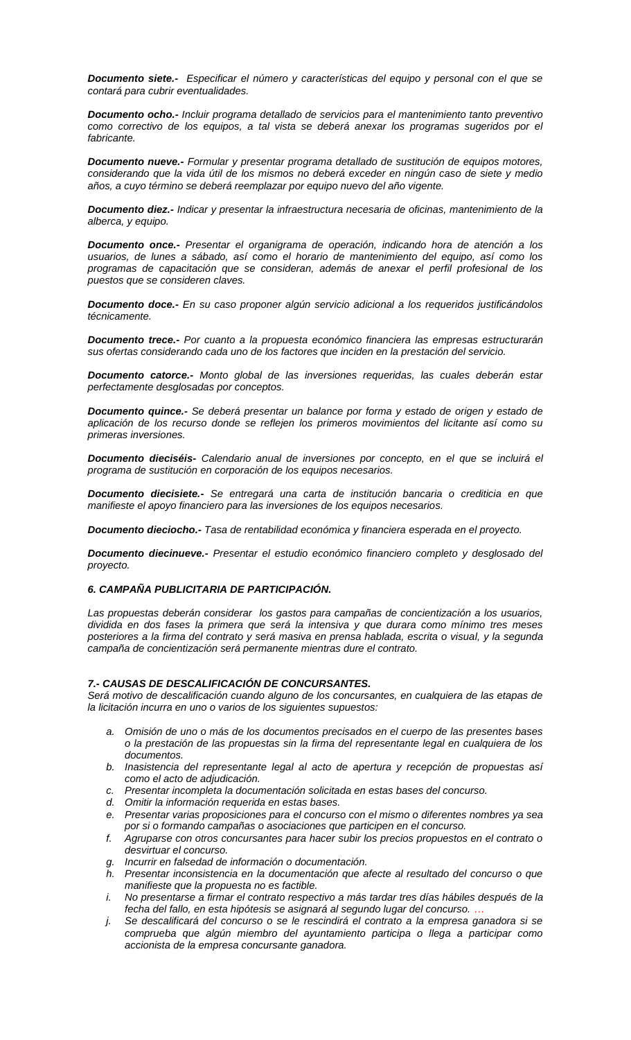***Documento siete.-*** *Especificar el número y características del equipo y personal con el que se contará para cubrir eventualidades.*

***Documento ocho.-*** *Incluir programa detallado de servicios para el mantenimiento tanto preventivo como correctivo de los equipos, a tal vista se deberá anexar los programas sugeridos por el fabricante.*

***Documento nueve.-*** *Formular y presentar programa detallado de sustitución de equipos motores, considerando que la vida útil de los mismos no deberá exceder en ningún caso de siete y medio años, a cuyo término se deberá reemplazar por equipo nuevo del año vigente.*

***Documento diez.-*** *Indicar y presentar la infraestructura necesaria de oficinas, mantenimiento de la alberca, y equipo.*

***Documento once.-*** *Presentar el organigrama de operación, indicando hora de atención a los usuarios, de lunes a sábado, así como el horario de mantenimiento del equipo, así como los programas de capacitación que se consideran, además de anexar el perfil profesional de los puestos que se consideren claves.*

***Documento doce.-*** *En su caso proponer algún servicio adicional a los requeridos justificándolos técnicamente.*

***Documento trece.-*** *Por cuanto a la propuesta económico financiera las empresas estructurarán sus ofertas considerando cada uno de los factores que inciden en la prestación del servicio.*

***Documento catorce.-*** *Monto global de las inversiones requeridas, las cuales deberán estar perfectamente desglosadas por conceptos.*

***Documento quince.-*** *Se deberá presentar un balance por forma y estado de origen y estado de aplicación de los recurso donde se reflejen los primeros movimientos del licitante así como su primeras inversiones.*

***Documento dieciséis-*** *Calendario anual de inversiones por concepto, en el que se incluirá el programa de sustitución en corporación de los equipos necesarios.*

***Documento diecisiete.-*** *Se entregará una carta de institución bancaria o crediticia en que manifieste el apoyo financiero para las inversiones de los equipos necesarios.*

***Documento dieciocho.-*** *Tasa de rentabilidad económica y financiera esperada en el proyecto.*

***Documento diecinueve.-*** *Presentar el estudio económico financiero completo y desglosado del proyecto.*

### *6. CAMPAÑA PUBLICITARIA DE PARTICIPACIÓN.*

*Las propuestas deberán considerar los gastos para campañas de concientización a los usuarios, dividida en dos fases la primera que será la intensiva y que durara como mínimo tres meses posteriores a la firma del contrato y será masiva en prensa hablada, escrita o visual, y la segunda campaña de concientización será permanente mientras dure el contrato.*

### *7.- CAUSAS DE DESCALIFICACIÓN DE CONCURSANTES.*

*Será motivo de descalificación cuando alguno de los concursantes, en cualquiera de las etapas de la licitación incurra en uno o varios de los siguientes supuestos:*

a. *Omisión de uno o más de los documentos precisados en el cuerpo de las presentes bases o la prestación de las propuestas sin la firma del representante legal en cualquiera de los documentos.*
b. *Inasistencia del representante legal al acto de apertura y recepción de propuestas así como el acto de adjudicación.*
c. *Presentar incompleta la documentación solicitada en estas bases del concurso.*
d. *Omitir la información requerida en estas bases.*
e. *Presentar varias proposiciones para el concurso con el mismo o diferentes nombres ya sea por si o formando campañas o asociaciones que participen en el concurso.*
f. *Agruparse con otros concursantes para hacer subir los precios propuestos en el contrato o desvirtuar el concurso.*
g. *Incurrir en falsedad de información o documentación.*
h. *Presentar inconsistencia en la documentación que afecte al resultado del concurso o que manifieste que la propuesta no es factible.*
i. *No presentarse a firmar el contrato respectivo a más tardar tres días hábiles después de la fecha del fallo, en esta hipótesis se asignará al segundo lugar del concurso. …*
j. *Se descalificará del concurso o se le rescindirá el contrato a la empresa ganadora si se comprueba que algún miembro del ayuntamiento participa o llega a participar como accionista de la empresa concursante ganadora.*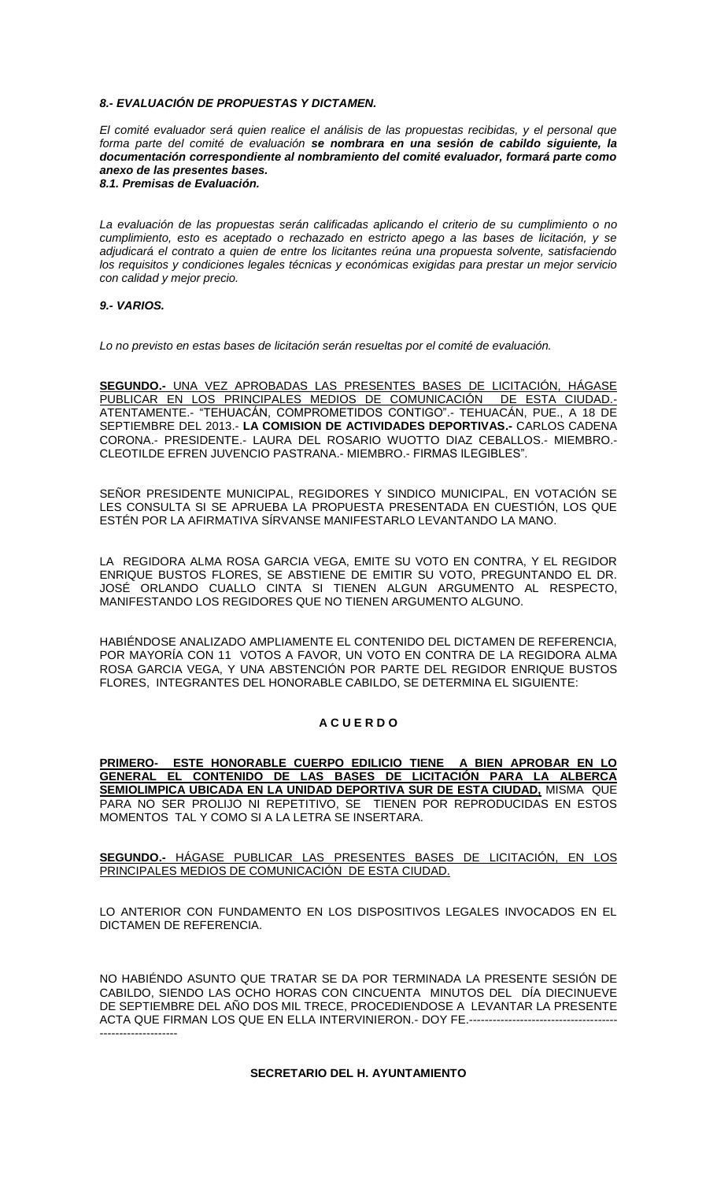***8.- EVALUACIÓN DE PROPUESTAS Y DICTAMEN.***

*El comité evaluador será quien realice el análisis de las propuestas recibidas, y el personal que forma parte del comité de evaluación **se nombrara en una sesión de cabildo siguiente, la documentación correspondiente al nombramiento del comité evaluador, formará parte como anexo de las presentes bases.***

***8.1. Premisas de Evaluación.***

*La evaluación de las propuestas serán calificadas aplicando el criterio de su cumplimiento o no cumplimiento, esto es aceptado o rechazado en estricto apego a las bases de licitación, y se adjudicará el contrato a quien de entre los licitantes reúna una propuesta solvente, satisfaciendo los requisitos y condiciones legales técnicas y económicas exigidas para prestar un mejor servicio con calidad y mejor precio.*

***9.- VARIOS.***

*Lo no previsto en estas bases de licitación serán resueltas por el comité de evaluación.*

<u>**SEGUNDO.-** UNA VEZ APROBADAS LAS PRESENTES BASES DE LICITACIÓN, HÁGASE PUBLICAR EN LOS PRINCIPALES MEDIOS DE COMUNICACIÓN DE ESTA CIUDAD.-</u> ATENTAMENTE.- "TEHUACÁN, COMPROMETIDOS CONTIGO".- TEHUACÁN, PUE., A 18 DE SEPTIEMBRE DEL 2013.- **LA COMISION DE ACTIVIDADES DEPORTIVAS.-** CARLOS CADENA CORONA.- PRESIDENTE.- LAURA DEL ROSARIO WUOTTO DIAZ CEBALLOS.- MIEMBRO.- CLEOTILDE EFREN JUVENCIO PASTRANA.- MIEMBRO.- FIRMAS ILEGIBLES".

SEÑOR PRESIDENTE MUNICIPAL, REGIDORES Y SINDICO MUNICIPAL, EN VOTACIÓN SE LES CONSULTA SI SE APRUEBA LA PROPUESTA PRESENTADA EN CUESTIÓN, LOS QUE ESTÉN POR LA AFIRMATIVA SÍRVANSE MANIFESTARLO LEVANTANDO LA MANO.

LA REGIDORA ALMA ROSA GARCIA VEGA, EMITE SU VOTO EN CONTRA, Y EL REGIDOR ENRIQUE BUSTOS FLORES, SE ABSTIENE DE EMITIR SU VOTO, PREGUNTANDO EL DR. JOSÉ ORLANDO CUALLO CINTA SI TIENEN ALGUN ARGUMENTO AL RESPECTO, MANIFESTANDO LOS REGIDORES QUE NO TIENEN ARGUMENTO ALGUNO.

HABIÉNDOSE ANALIZADO AMPLIAMENTE EL CONTENIDO DEL DICTAMEN DE REFERENCIA, POR MAYORÍA CON 11 VOTOS A FAVOR, UN VOTO EN CONTRA DE LA REGIDORA ALMA ROSA GARCIA VEGA, Y UNA ABSTENCIÓN POR PARTE DEL REGIDOR ENRIQUE BUSTOS FLORES, INTEGRANTES DEL HONORABLE CABILDO, SE DETERMINA EL SIGUIENTE:

**A C U E R D O**

<u>**PRIMERO- ESTE HONORABLE CUERPO EDILICIO TIENE A BIEN APROBAR EN LO GENERAL EL CONTENIDO DE LAS BASES DE LICITACIÓN PARA LA ALBERCA SEMIOLIMPICA UBICADA EN LA UNIDAD DEPORTIVA SUR DE ESTA CIUDAD,**</u> MISMA QUE PARA NO SER PROLIJO NI REPETITIVO, SE TIENEN POR REPRODUCIDAS EN ESTOS MOMENTOS TAL Y COMO SI A LA LETRA SE INSERTARA.

<u>**SEGUNDO.-** HÁGASE PUBLICAR LAS PRESENTES BASES DE LICITACIÓN, EN LOS PRINCIPALES MEDIOS DE COMUNICACIÓN DE ESTA CIUDAD.</u>

LO ANTERIOR CON FUNDAMENTO EN LOS DISPOSITIVOS LEGALES INVOCADOS EN EL DICTAMEN DE REFERENCIA.

NO HABIÉNDO ASUNTO QUE TRATAR SE DA POR TERMINADA LA PRESENTE SESIÓN DE CABILDO, SIENDO LAS OCHO HORAS CON CINCUENTA MINUTOS DEL DÍA DIECINUEVE DE SEPTIEMBRE DEL AÑO DOS MIL TRECE, PROCEDIENDOSE A LEVANTAR LA PRESENTE ACTA QUE FIRMAN LOS QUE EN ELLA INTERVINIERON.- DOY FE.--------------------------------------------------------

**SECRETARIO DEL H. AYUNTAMIENTO**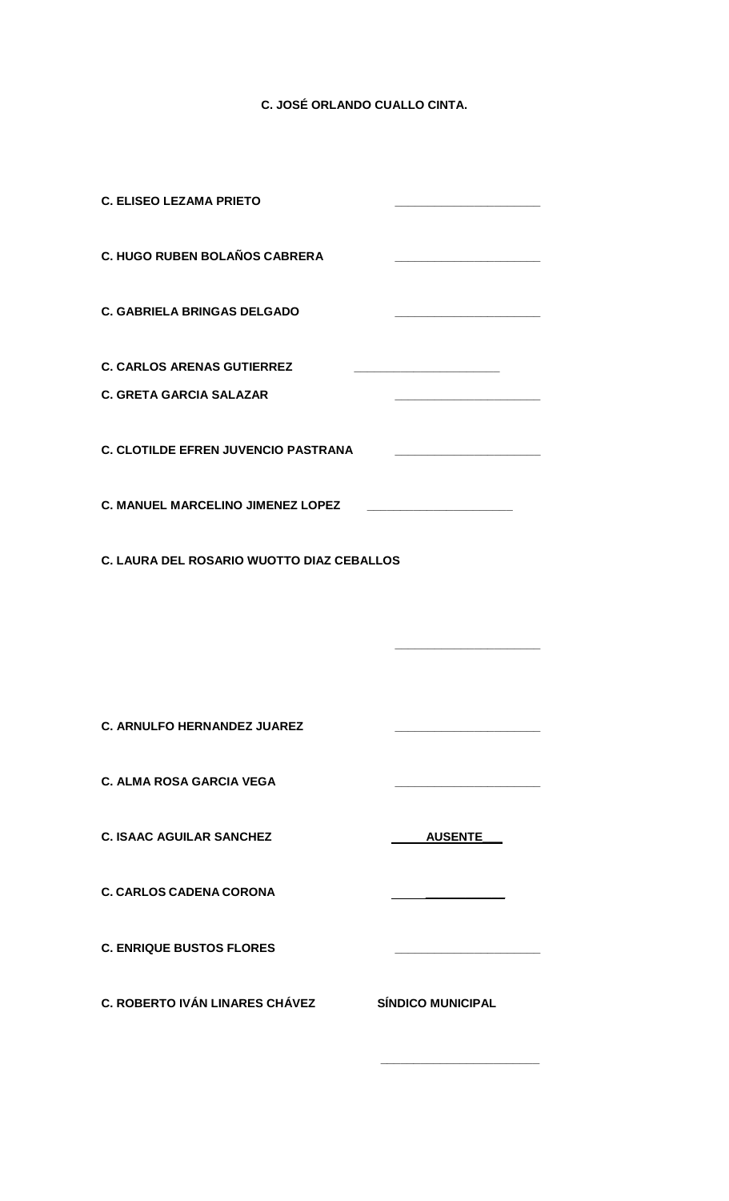**C. JOSÉ ORLANDO CUALLO CINTA.**

| | |
|---|---|
| **C. ELISEO LEZAMA PRIETO** | _____________________ |
| **C. HUGO RUBEN BOLAÑOS CABRERA** | _____________________ |
| **C. GABRIELA BRINGAS DELGADO** | _____________________ |
| **C. CARLOS ARENAS GUTIERREZ** | _____________________ |
| **C. GRETA GARCIA SALAZAR** | _____________________ |
| **C. CLOTILDE EFREN JUVENCIO PASTRANA** | _____________________ |
| **C. MANUEL MARCELINO JIMENEZ LOPEZ** | _____________________ |
| **C. LAURA DEL ROSARIO WUOTTO DIAZ CEBALLOS** | |
| | _____________________ |
| **C. ARNULFO HERNANDEZ JUAREZ** | _____________________ |
| **C. ALMA ROSA GARCIA VEGA** | _____________________ |
| **C. ISAAC AGUILAR SANCHEZ** | **_____AUSENTE___** |
| **C. CARLOS CADENA CORONA** | _____________________ |
| **C. ENRIQUE BUSTOS FLORES** | _____________________ |
| **C. ROBERTO IVÁN LINARES CHÁVEZ** | **SÍNDICO MUNICIPAL** |
| | _____________________ |